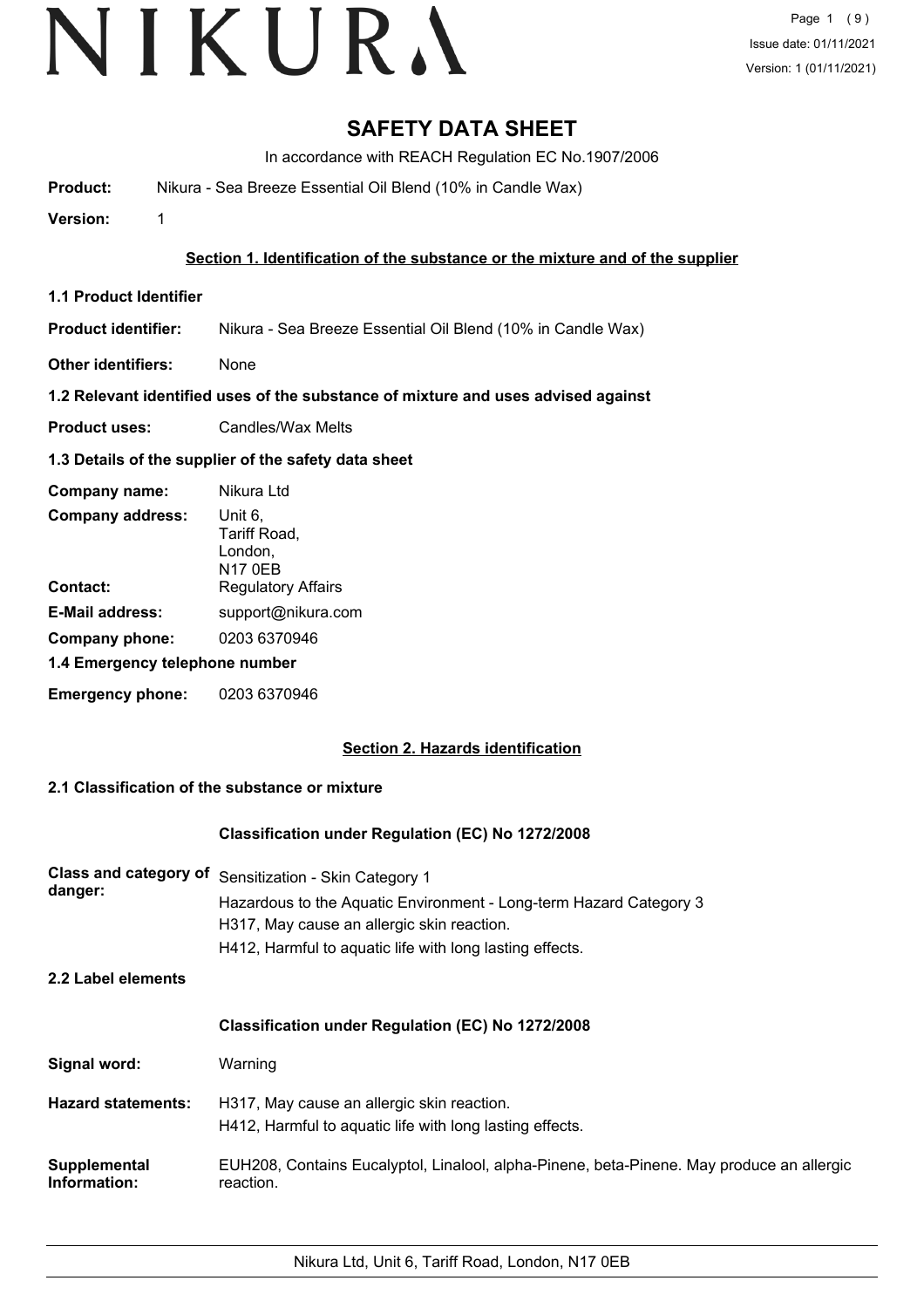# SAFETY DATA SHEET

In accordance with REACH Regulation EC No.1907/2006

**Product:** Nikura - Sea Breeze Essential Oil Blend (10% in Candle Wax)

**Version:** 1

## Section 1. Identification of the substance or the mixture and of the supplier

### 1.1 Product Identifier

**Product identifier:** Nikura - Sea Breeze Essential Oil Blend (10% in Candle Wax)

**Other identifiers:** None

### 1.2 Relevant identified uses of the substance of mixture and uses advised against

**Product uses:** Candles/Wax Melts

### 1.3 Details of the supplier of the safety data sheet

**Company name:** Nikura Ltd

**Company address:** Unit 6, Tariff Road, London, N17 0EB

**Contact:** Regulatory Affairs

**E-Mail address:** support@nikura.com

**Company phone:** 0203 6370946

### 1.4 Emergency telephone number

**Emergency phone:** 0203 6370946

## Section 2. Hazards identification

### 2.1 Classification of the substance or mixture

**Classification under Regulation (EC) No 1272/2008**

**Class and category of danger:**
Sensitization - Skin Category 1
Hazardous to the Aquatic Environment - Long-term Hazard Category 3
H317, May cause an allergic skin reaction.
H412, Harmful to aquatic life with long lasting effects.

### 2.2 Label elements

**Classification under Regulation (EC) No 1272/2008**

**Signal word:** Warning

**Hazard statements:**
H317, May cause an allergic skin reaction.
H412, Harmful to aquatic life with long lasting effects.

**Supplemental Information:** EUH208, Contains Eucalyptol, Linalool, alpha-Pinene, beta-Pinene. May produce an allergic reaction.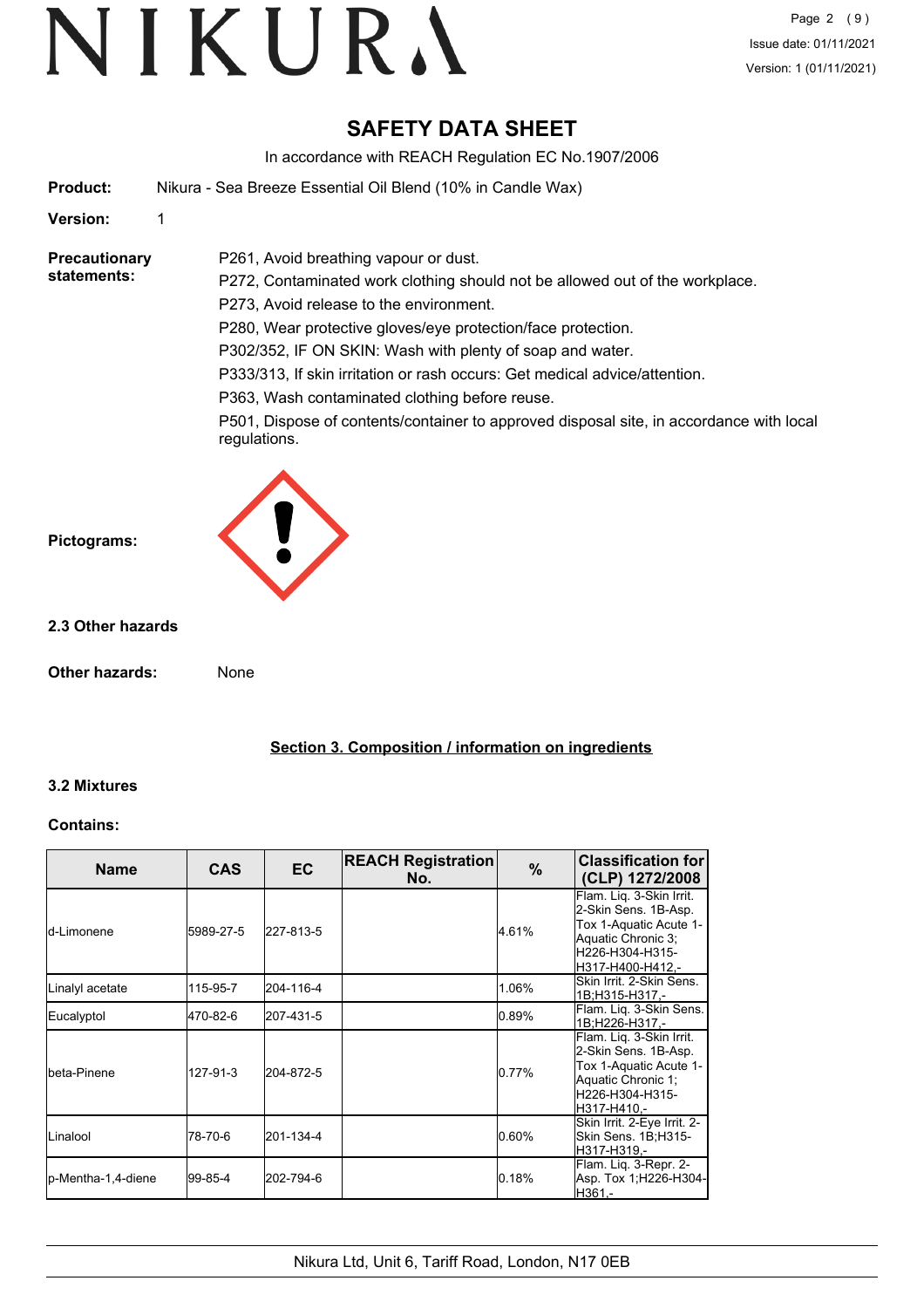# SAFETY DATA SHEET

In accordance with REACH Regulation EC No.1907/2006

**Product:** Nikura - Sea Breeze Essential Oil Blend (10% in Candle Wax)

**Version:** 1

**Precautionary statements:**

P261, Avoid breathing vapour or dust.

P272, Contaminated work clothing should not be allowed out of the workplace.

P273, Avoid release to the environment.

P280, Wear protective gloves/eye protection/face protection.

P302/352, IF ON SKIN: Wash with plenty of soap and water.

P333/313, If skin irritation or rash occurs: Get medical advice/attention.

P363, Wash contaminated clothing before reuse.

P501, Dispose of contents/container to approved disposal site, in accordance with local regulations.

**Pictograms:**

### 2.3 Other hazards

**Other hazards:** None

## Section 3. Composition / information on ingredients

### 3.2 Mixtures

**Contains:**

| Name | CAS | EC | REACH Registration No. | % | Classification for (CLP) 1272/2008 |
|---|---|---|---|---|---|
| d-Limonene | 5989-27-5 | 227-813-5 | | 4.61% | Flam. Liq. 3-Skin Irrit. 2-Skin Sens. 1B-Asp. Tox 1-Aquatic Acute 1-Aquatic Chronic 3;H226-H304-H315-H317-H400-H412,- |
| Linalyl acetate | 115-95-7 | 204-116-4 | | 1.06% | Skin Irrit. 2-Skin Sens. 1B;H315-H317,- |
| Eucalyptol | 470-82-6 | 207-431-5 | | 0.89% | Flam. Liq. 3-Skin Sens. 1B;H226-H317,- |
| beta-Pinene | 127-91-3 | 204-872-5 | | 0.77% | Flam. Liq. 3-Skin Irrit. 2-Skin Sens. 1B-Asp. Tox 1-Aquatic Acute 1-Aquatic Chronic 1;H226-H304-H315-H317-H410,- |
| Linalool | 78-70-6 | 201-134-4 | | 0.60% | Skin Irrit. 2-Eye Irrit. 2-Skin Sens. 1B;H315-H317-H319,- |
| p-Mentha-1,4-diene | 99-85-4 | 202-794-6 | | 0.18% | Flam. Liq. 3-Repr. 2-Asp. Tox 1;H226-H304-H361,- |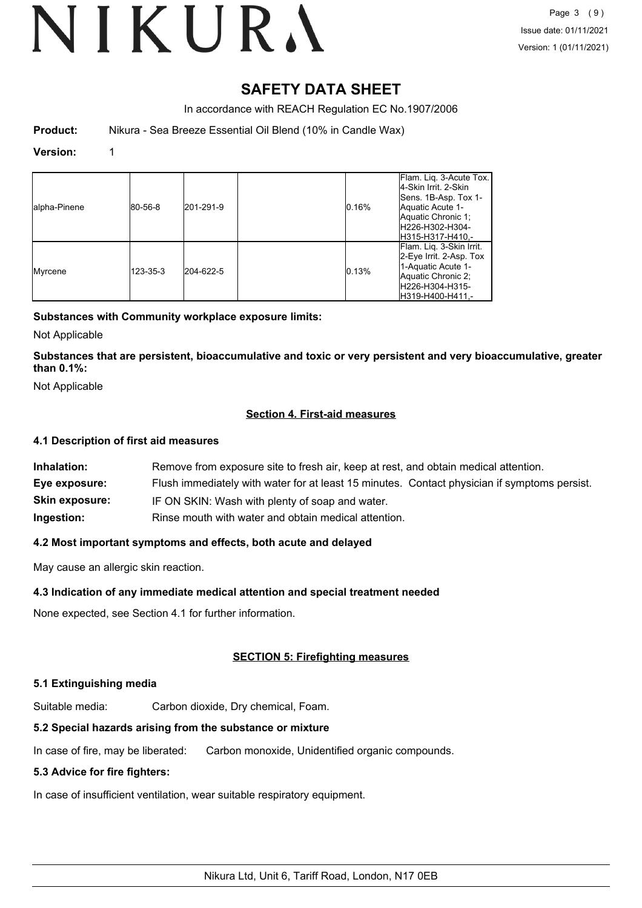# SAFETY DATA SHEET

In accordance with REACH Regulation EC No.1907/2006

**Product:** Nikura - Sea Breeze Essential Oil Blend (10% in Candle Wax)

**Version:** 1

| | | | | | |
|---|---|---|---|---|---|
| alpha-Pinene | 80-56-8 | 201-291-9 | | 0.16% | Flam. Liq. 3-Acute Tox. 4-Skin Irrit. 2-Skin Sens. 1B-Asp. Tox 1-Aquatic Acute 1-Aquatic Chronic 1;H226-H302-H304-H315-H317-H410,- |
| Myrcene | 123-35-3 | 204-622-5 | | 0.13% | Flam. Liq. 3-Skin Irrit. 2-Eye Irrit. 2-Asp. Tox 1-Aquatic Acute 1-Aquatic Chronic 2;H226-H304-H315-H319-H400-H411,- |

**Substances with Community workplace exposure limits:**

Not Applicable

**Substances that are persistent, bioaccumulative and toxic or very persistent and very bioaccumulative, greater than 0.1%:**

Not Applicable

## Section 4. First-aid measures

### 4.1 Description of first aid measures

**Inhalation:** Remove from exposure site to fresh air, keep at rest, and obtain medical attention.

**Eye exposure:** Flush immediately with water for at least 15 minutes. Contact physician if symptoms persist.

**Skin exposure:** IF ON SKIN: Wash with plenty of soap and water.

**Ingestion:** Rinse mouth with water and obtain medical attention.

### 4.2 Most important symptoms and effects, both acute and delayed

May cause an allergic skin reaction.

### 4.3 Indication of any immediate medical attention and special treatment needed

None expected, see Section 4.1 for further information.

## SECTION 5: Firefighting measures

### 5.1 Extinguishing media

Suitable media: Carbon dioxide, Dry chemical, Foam.

### 5.2 Special hazards arising from the substance or mixture

In case of fire, may be liberated: Carbon monoxide, Unidentified organic compounds.

### 5.3 Advice for fire fighters:

In case of insufficient ventilation, wear suitable respiratory equipment.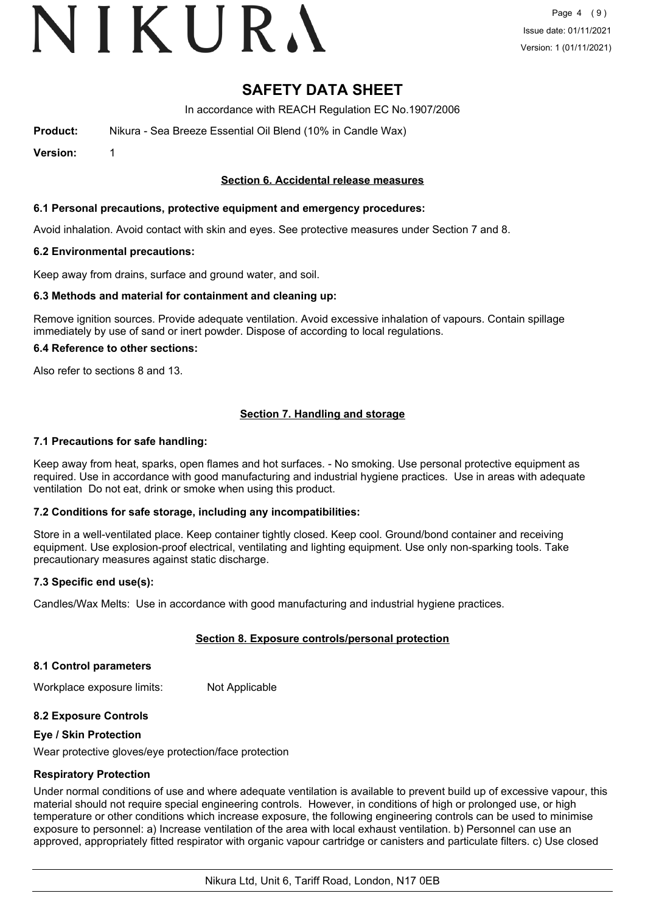# SAFETY DATA SHEET

In accordance with REACH Regulation EC No.1907/2006

**Product:** Nikura - Sea Breeze Essential Oil Blend (10% in Candle Wax)

**Version:** 1

## Section 6. Accidental release measures

### 6.1 Personal precautions, protective equipment and emergency procedures:

Avoid inhalation. Avoid contact with skin and eyes. See protective measures under Section 7 and 8.

### 6.2 Environmental precautions:

Keep away from drains, surface and ground water, and soil.

### 6.3 Methods and material for containment and cleaning up:

Remove ignition sources. Provide adequate ventilation. Avoid excessive inhalation of vapours. Contain spillage immediately by use of sand or inert powder. Dispose of according to local regulations.

### 6.4 Reference to other sections:

Also refer to sections 8 and 13.

## Section 7. Handling and storage

### 7.1 Precautions for safe handling:

Keep away from heat, sparks, open flames and hot surfaces. - No smoking. Use personal protective equipment as required. Use in accordance with good manufacturing and industrial hygiene practices. Use in areas with adequate ventilation Do not eat, drink or smoke when using this product.

### 7.2 Conditions for safe storage, including any incompatibilities:

Store in a well-ventilated place. Keep container tightly closed. Keep cool. Ground/bond container and receiving equipment. Use explosion-proof electrical, ventilating and lighting equipment. Use only non-sparking tools. Take precautionary measures against static discharge.

### 7.3 Specific end use(s):

Candles/Wax Melts: Use in accordance with good manufacturing and industrial hygiene practices.

## Section 8. Exposure controls/personal protection

### 8.1 Control parameters

Workplace exposure limits: Not Applicable

### 8.2 Exposure Controls

**Eye / Skin Protection**

Wear protective gloves/eye protection/face protection

**Respiratory Protection**

Under normal conditions of use and where adequate ventilation is available to prevent build up of excessive vapour, this material should not require special engineering controls. However, in conditions of high or prolonged use, or high temperature or other conditions which increase exposure, the following engineering controls can be used to minimise exposure to personnel: a) Increase ventilation of the area with local exhaust ventilation. b) Personnel can use an approved, appropriately fitted respirator with organic vapour cartridge or canisters and particulate filters. c) Use closed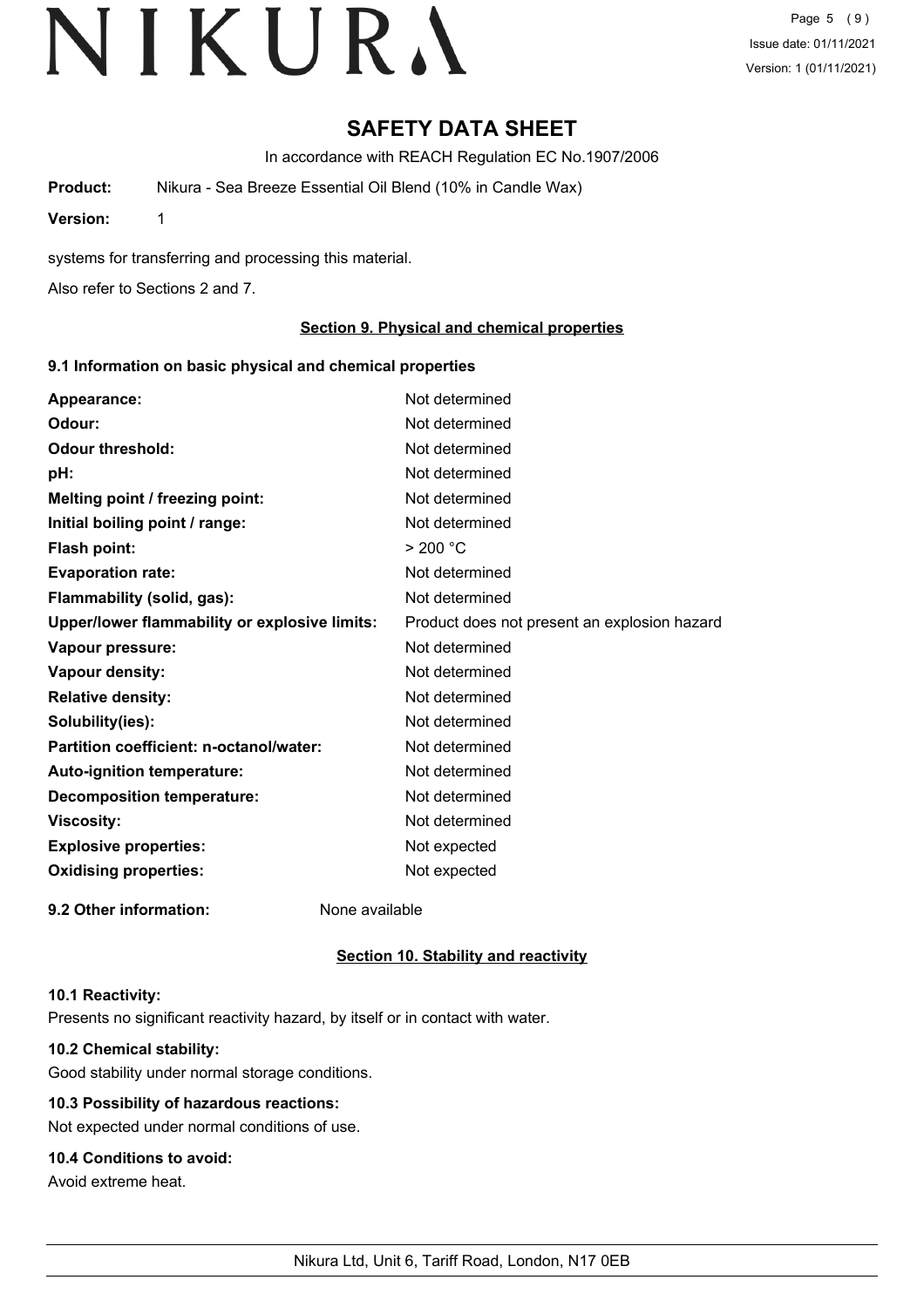# SAFETY DATA SHEET

In accordance with REACH Regulation EC No.1907/2006

**Product:** Nikura - Sea Breeze Essential Oil Blend (10% in Candle Wax)

**Version:** 1

systems for transferring and processing this material.

Also refer to Sections 2 and 7.

## Section 9. Physical and chemical properties

### 9.1 Information on basic physical and chemical properties

| | |
|---|---|
| **Appearance:** | Not determined |
| **Odour:** | Not determined |
| **Odour threshold:** | Not determined |
| **pH:** | Not determined |
| **Melting point / freezing point:** | Not determined |
| **Initial boiling point / range:** | Not determined |
| **Flash point:** | > 200 °C |
| **Evaporation rate:** | Not determined |
| **Flammability (solid, gas):** | Not determined |
| **Upper/lower flammability or explosive limits:** | Product does not present an explosion hazard |
| **Vapour pressure:** | Not determined |
| **Vapour density:** | Not determined |
| **Relative density:** | Not determined |
| **Solubility(ies):** | Not determined |
| **Partition coefficient: n-octanol/water:** | Not determined |
| **Auto-ignition temperature:** | Not determined |
| **Decomposition temperature:** | Not determined |
| **Viscosity:** | Not determined |
| **Explosive properties:** | Not expected |
| **Oxidising properties:** | Not expected |

**9.2 Other information:** None available

## Section 10. Stability and reactivity

### 10.1 Reactivity:

Presents no significant reactivity hazard, by itself or in contact with water.

### 10.2 Chemical stability:

Good stability under normal storage conditions.

### 10.3 Possibility of hazardous reactions:

Not expected under normal conditions of use.

### 10.4 Conditions to avoid:

Avoid extreme heat.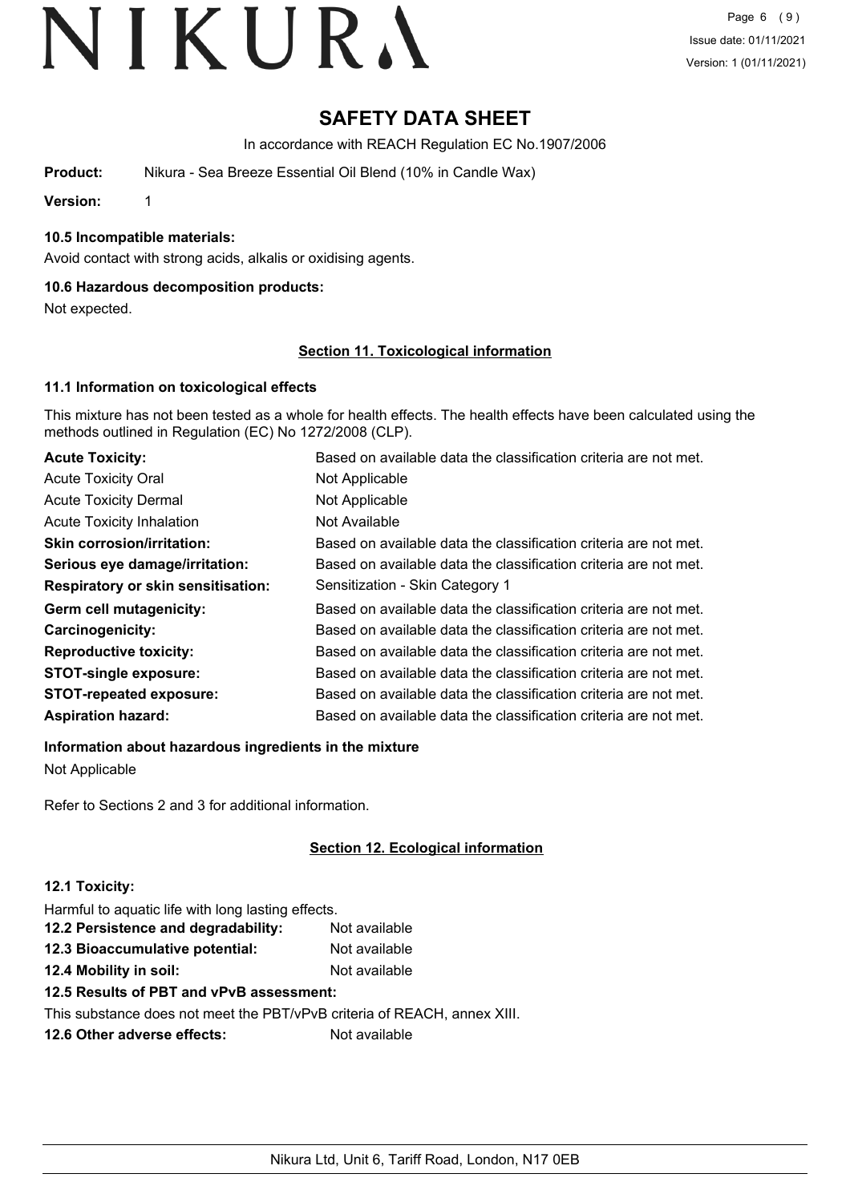# SAFETY DATA SHEET

In accordance with REACH Regulation EC No.1907/2006

**Product:** Nikura - Sea Breeze Essential Oil Blend (10% in Candle Wax)

**Version:** 1

### 10.5 Incompatible materials:

Avoid contact with strong acids, alkalis or oxidising agents.

### 10.6 Hazardous decomposition products:

Not expected.

## Section 11. Toxicological information

### 11.1 Information on toxicological effects

This mixture has not been tested as a whole for health effects. The health effects have been calculated using the methods outlined in Regulation (EC) No 1272/2008 (CLP).

| | |
|---|---|
| **Acute Toxicity:** | Based on available data the classification criteria are not met. |
| Acute Toxicity Oral | Not Applicable |
| Acute Toxicity Dermal | Not Applicable |
| Acute Toxicity Inhalation | Not Available |
| **Skin corrosion/irritation:** | Based on available data the classification criteria are not met. |
| **Serious eye damage/irritation:** | Based on available data the classification criteria are not met. |
| **Respiratory or skin sensitisation:** | Sensitization - Skin Category 1 |
| **Germ cell mutagenicity:** | Based on available data the classification criteria are not met. |
| **Carcinogenicity:** | Based on available data the classification criteria are not met. |
| **Reproductive toxicity:** | Based on available data the classification criteria are not met. |
| **STOT-single exposure:** | Based on available data the classification criteria are not met. |
| **STOT-repeated exposure:** | Based on available data the classification criteria are not met. |
| **Aspiration hazard:** | Based on available data the classification criteria are not met. |

### Information about hazardous ingredients in the mixture

Not Applicable

Refer to Sections 2 and 3 for additional information.

## Section 12. Ecological information

### 12.1 Toxicity:

Harmful to aquatic life with long lasting effects.

**12.2 Persistence and degradability:** Not available

**12.3 Bioaccumulative potential:** Not available

**12.4 Mobility in soil:** Not available

### 12.5 Results of PBT and vPvB assessment:

This substance does not meet the PBT/vPvB criteria of REACH, annex XIII.

**12.6 Other adverse effects:** Not available

Nikura Ltd, Unit 6, Tariff Road, London, N17 0EB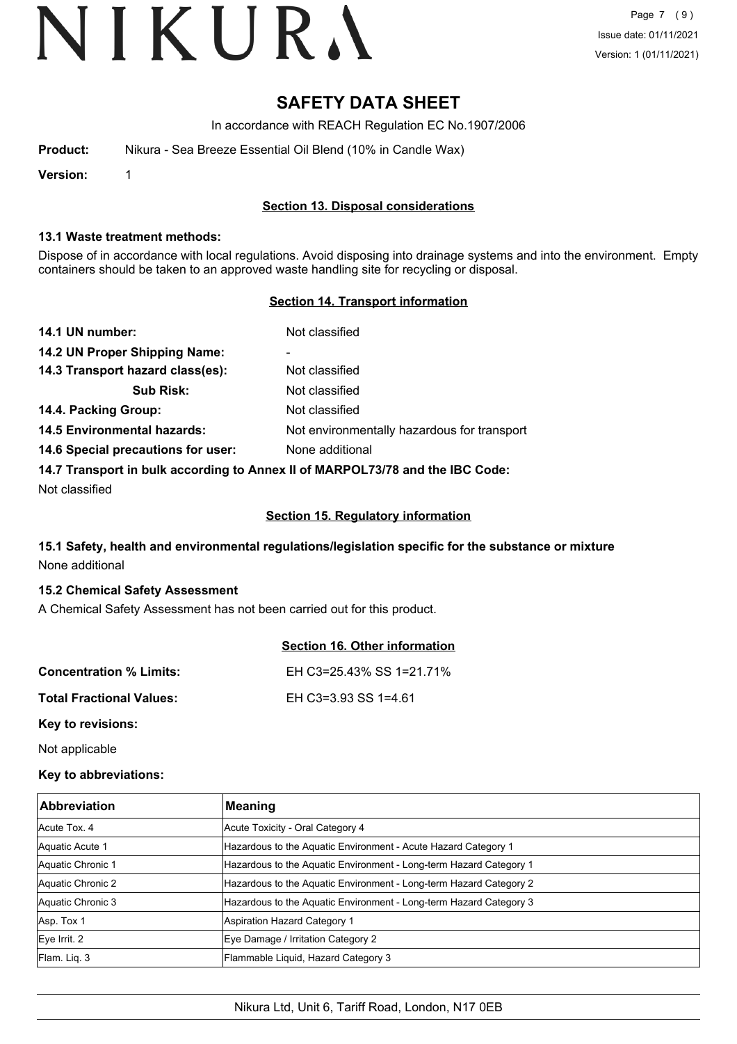# SAFETY DATA SHEET

In accordance with REACH Regulation EC No.1907/2006

**Product:** Nikura - Sea Breeze Essential Oil Blend (10% in Candle Wax)

**Version:** 1

## Section 13. Disposal considerations

### 13.1 Waste treatment methods:

Dispose of in accordance with local regulations. Avoid disposing into drainage systems and into the environment. Empty containers should be taken to an approved waste handling site for recycling or disposal.

## Section 14. Transport information

**14.1 UN number:** Not classified

**14.2 UN Proper Shipping Name:** -

**14.3 Transport hazard class(es):** Not classified

**Sub Risk:** Not classified

**14.4. Packing Group:** Not classified

**14.5 Environmental hazards:** Not environmentally hazardous for transport

**14.6 Special precautions for user:** None additional

**14.7 Transport in bulk according to Annex II of MARPOL73/78 and the IBC Code:**

Not classified

## Section 15. Regulatory information

### 15.1 Safety, health and environmental regulations/legislation specific for the substance or mixture

None additional

### 15.2 Chemical Safety Assessment

A Chemical Safety Assessment has not been carried out for this product.

## Section 16. Other information

**Concentration % Limits:** EH C3=25.43% SS 1=21.71%

**Total Fractional Values:** EH C3=3.93 SS 1=4.61

**Key to revisions:**

Not applicable

**Key to abbreviations:**

| Abbreviation | Meaning |
|---|---|
| Acute Tox. 4 | Acute Toxicity - Oral Category 4 |
| Aquatic Acute 1 | Hazardous to the Aquatic Environment - Acute Hazard Category 1 |
| Aquatic Chronic 1 | Hazardous to the Aquatic Environment - Long-term Hazard Category 1 |
| Aquatic Chronic 2 | Hazardous to the Aquatic Environment - Long-term Hazard Category 2 |
| Aquatic Chronic 3 | Hazardous to the Aquatic Environment - Long-term Hazard Category 3 |
| Asp. Tox 1 | Aspiration Hazard Category 1 |
| Eye Irrit. 2 | Eye Damage / Irritation Category 2 |
| Flam. Liq. 3 | Flammable Liquid, Hazard Category 3 |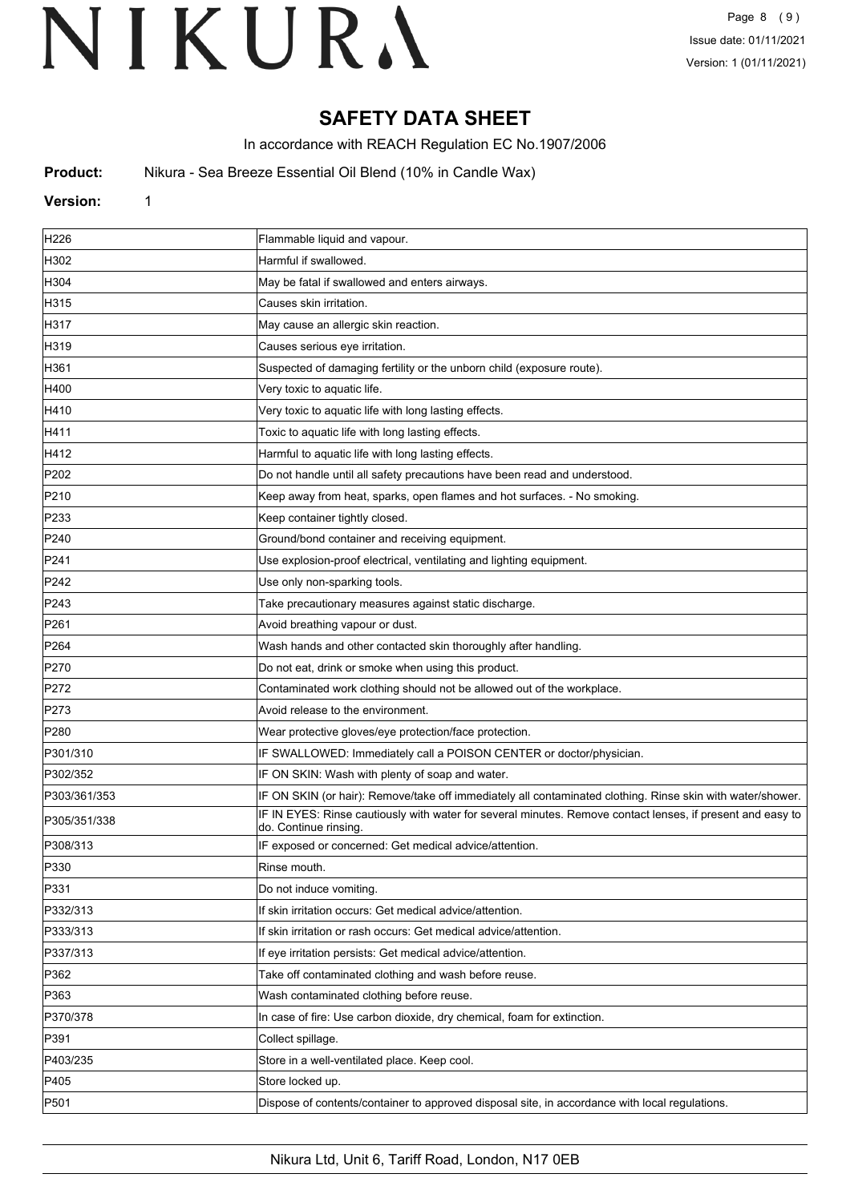# SAFETY DATA SHEET

In accordance with REACH Regulation EC No.1907/2006

**Product:** Nikura - Sea Breeze Essential Oil Blend (10% in Candle Wax)

**Version:** 1

| | |
|---|---|
| H226 | Flammable liquid and vapour. |
| H302 | Harmful if swallowed. |
| H304 | May be fatal if swallowed and enters airways. |
| H315 | Causes skin irritation. |
| H317 | May cause an allergic skin reaction. |
| H319 | Causes serious eye irritation. |
| H361 | Suspected of damaging fertility or the unborn child (exposure route). |
| H400 | Very toxic to aquatic life. |
| H410 | Very toxic to aquatic life with long lasting effects. |
| H411 | Toxic to aquatic life with long lasting effects. |
| H412 | Harmful to aquatic life with long lasting effects. |
| P202 | Do not handle until all safety precautions have been read and understood. |
| P210 | Keep away from heat, sparks, open flames and hot surfaces. - No smoking. |
| P233 | Keep container tightly closed. |
| P240 | Ground/bond container and receiving equipment. |
| P241 | Use explosion-proof electrical, ventilating and lighting equipment. |
| P242 | Use only non-sparking tools. |
| P243 | Take precautionary measures against static discharge. |
| P261 | Avoid breathing vapour or dust. |
| P264 | Wash hands and other contacted skin thoroughly after handling. |
| P270 | Do not eat, drink or smoke when using this product. |
| P272 | Contaminated work clothing should not be allowed out of the workplace. |
| P273 | Avoid release to the environment. |
| P280 | Wear protective gloves/eye protection/face protection. |
| P301/310 | IF SWALLOWED: Immediately call a POISON CENTER or doctor/physician. |
| P302/352 | IF ON SKIN: Wash with plenty of soap and water. |
| P303/361/353 | IF ON SKIN (or hair): Remove/take off immediately all contaminated clothing. Rinse skin with water/shower. |
| P305/351/338 | IF IN EYES: Rinse cautiously with water for several minutes. Remove contact lenses, if present and easy to do. Continue rinsing. |
| P308/313 | IF exposed or concerned: Get medical advice/attention. |
| P330 | Rinse mouth. |
| P331 | Do not induce vomiting. |
| P332/313 | If skin irritation occurs: Get medical advice/attention. |
| P333/313 | If skin irritation or rash occurs: Get medical advice/attention. |
| P337/313 | If eye irritation persists: Get medical advice/attention. |
| P362 | Take off contaminated clothing and wash before reuse. |
| P363 | Wash contaminated clothing before reuse. |
| P370/378 | In case of fire: Use carbon dioxide, dry chemical, foam for extinction. |
| P391 | Collect spillage. |
| P403/235 | Store in a well-ventilated place. Keep cool. |
| P405 | Store locked up. |
| P501 | Dispose of contents/container to approved disposal site, in accordance with local regulations. |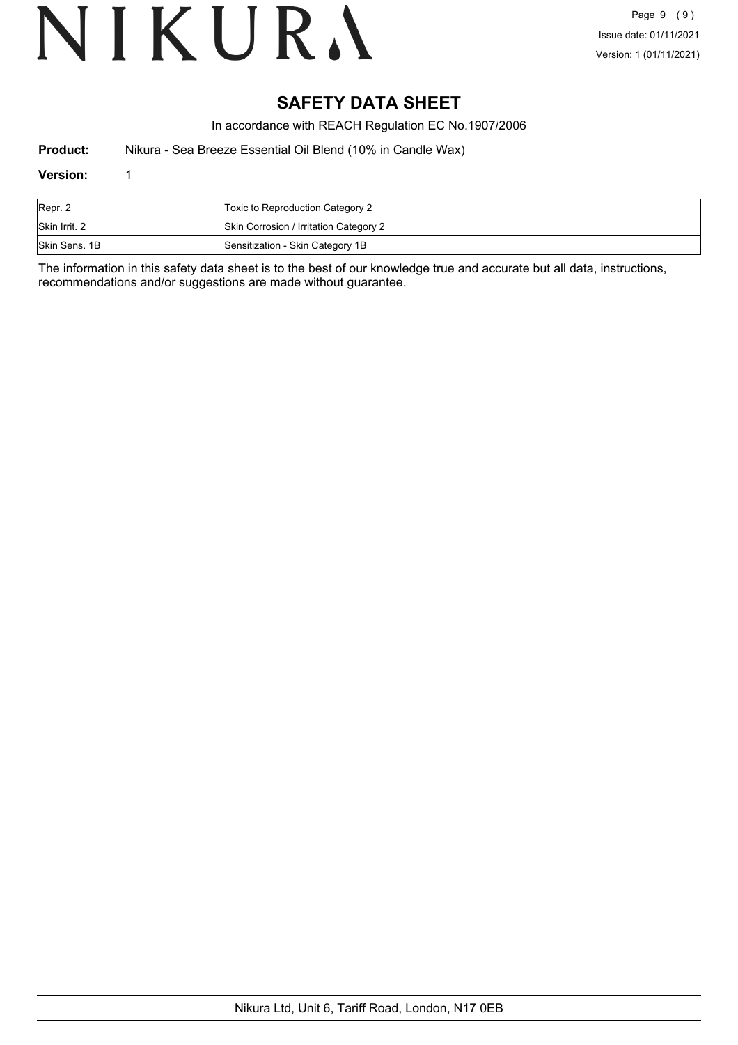# SAFETY DATA SHEET

In accordance with REACH Regulation EC No.1907/2006

**Product:** Nikura - Sea Breeze Essential Oil Blend (10% in Candle Wax)

**Version:** 1

| | |
|---|---|
| Repr. 2 | Toxic to Reproduction Category 2 |
| Skin Irrit. 2 | Skin Corrosion / Irritation Category 2 |
| Skin Sens. 1B | Sensitization - Skin Category 1B |

The information in this safety data sheet is to the best of our knowledge true and accurate but all data, instructions, recommendations and/or suggestions are made without guarantee.